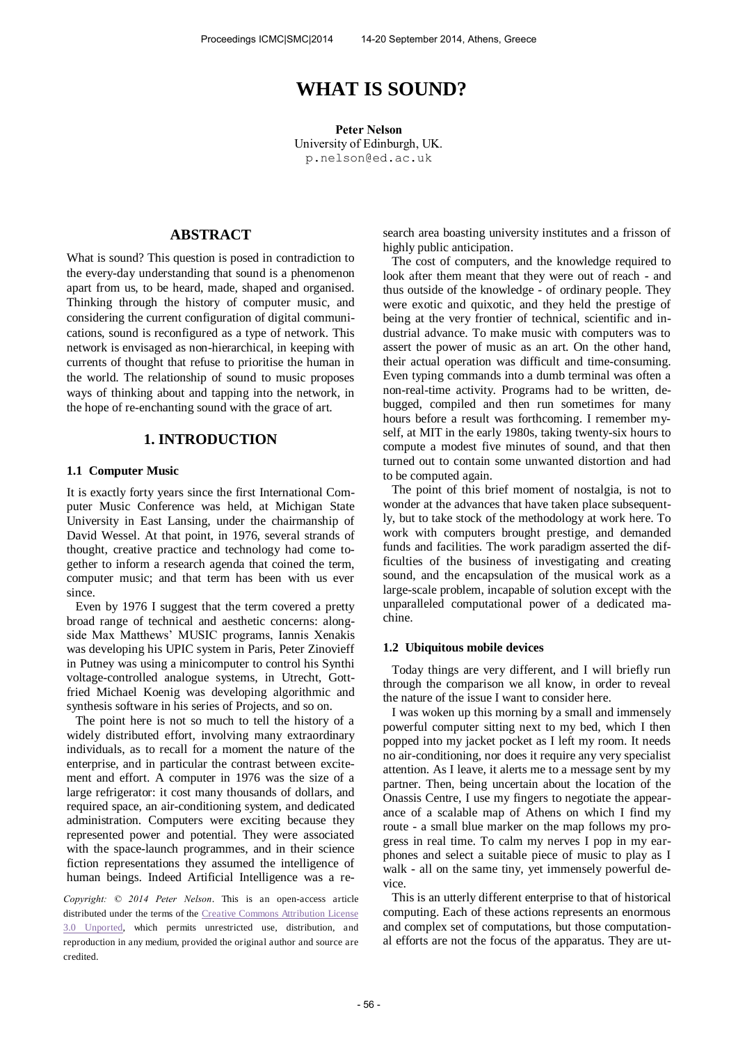# WHAT IS SOUND?

**Peter Nelson**
University of Edinburgh, UK.
p.nelson@ed.ac.uk

## ABSTRACT

What is sound? This question is posed in contradiction to the every-day understanding that sound is a phenomenon apart from us, to be heard, made, shaped and organised. Thinking through the history of computer music, and considering the current configuration of digital communications, sound is reconfigured as a type of network. This network is envisaged as non-hierarchical, in keeping with currents of thought that refuse to prioritise the human in the world. The relationship of sound to music proposes ways of thinking about and tapping into the network, in the hope of re-enchanting sound with the grace of art.

## 1. INTRODUCTION

### 1.1 Computer Music

It is exactly forty years since the first International Computer Music Conference was held, at Michigan State University in East Lansing, under the chairmanship of David Wessel. At that point, in 1976, several strands of thought, creative practice and technology had come together to inform a research agenda that coined the term, computer music; and that term has been with us ever since.

Even by 1976 I suggest that the term covered a pretty broad range of technical and aesthetic concerns: alongside Max Matthews' MUSIC programs, Iannis Xenakis was developing his UPIC system in Paris, Peter Zinovieff in Putney was using a minicomputer to control his Synthi voltage-controlled analogue systems, in Utrecht, Gottfried Michael Koenig was developing algorithmic and synthesis software in his series of Projects, and so on.

The point here is not so much to tell the history of a widely distributed effort, involving many extraordinary individuals, as to recall for a moment the nature of the enterprise, and in particular the contrast between excitement and effort. A computer in 1976 was the size of a large refrigerator: it cost many thousands of dollars, and required space, an air-conditioning system, and dedicated administration. Computers were exciting because they represented power and potential. They were associated with the space-launch programmes, and in their science fiction representations they assumed the intelligence of human beings. Indeed Artificial Intelligence was a research area boasting university institutes and a frisson of highly public anticipation.

The cost of computers, and the knowledge required to look after them meant that they were out of reach - and thus outside of the knowledge - of ordinary people. They were exotic and quixotic, and they held the prestige of being at the very frontier of technical, scientific and industrial advance. To make music with computers was to assert the power of music as an art. On the other hand, their actual operation was difficult and time-consuming. Even typing commands into a dumb terminal was often a non-real-time activity. Programs had to be written, debugged, compiled and then run sometimes for many hours before a result was forthcoming. I remember myself, at MIT in the early 1980s, taking twenty-six hours to compute a modest five minutes of sound, and that then turned out to contain some unwanted distortion and had to be computed again.

The point of this brief moment of nostalgia, is not to wonder at the advances that have taken place subsequently, but to take stock of the methodology at work here. To work with computers brought prestige, and demanded funds and facilities. The work paradigm asserted the difficulties of the business of investigating and creating sound, and the encapsulation of the musical work as a large-scale problem, incapable of solution except with the unparalleled computational power of a dedicated machine.

### 1.2 Ubiquitous mobile devices

Today things are very different, and I will briefly run through the comparison we all know, in order to reveal the nature of the issue I want to consider here.

I was woken up this morning by a small and immensely powerful computer sitting next to my bed, which I then popped into my jacket pocket as I left my room. It needs no air-conditioning, nor does it require any very specialist attention. As I leave, it alerts me to a message sent by my partner. Then, being uncertain about the location of the Onassis Centre, I use my fingers to negotiate the appearance of a scalable map of Athens on which I find my route - a small blue marker on the map follows my progress in real time. To calm my nerves I pop in my earphones and select a suitable piece of music to play as I walk - all on the same tiny, yet immensely powerful device.

This is an utterly different enterprise to that of historical computing. Each of these actions represents an enormous and complex set of computations, but those computational efforts are not the focus of the apparatus. They are ut-

*Copyright: © 2014 Peter Nelson. This is an open-access article distributed under the terms of the Creative Commons Attribution License 3.0 Unported, which permits unrestricted use, distribution, and reproduction in any medium, provided the original author and source are credited.*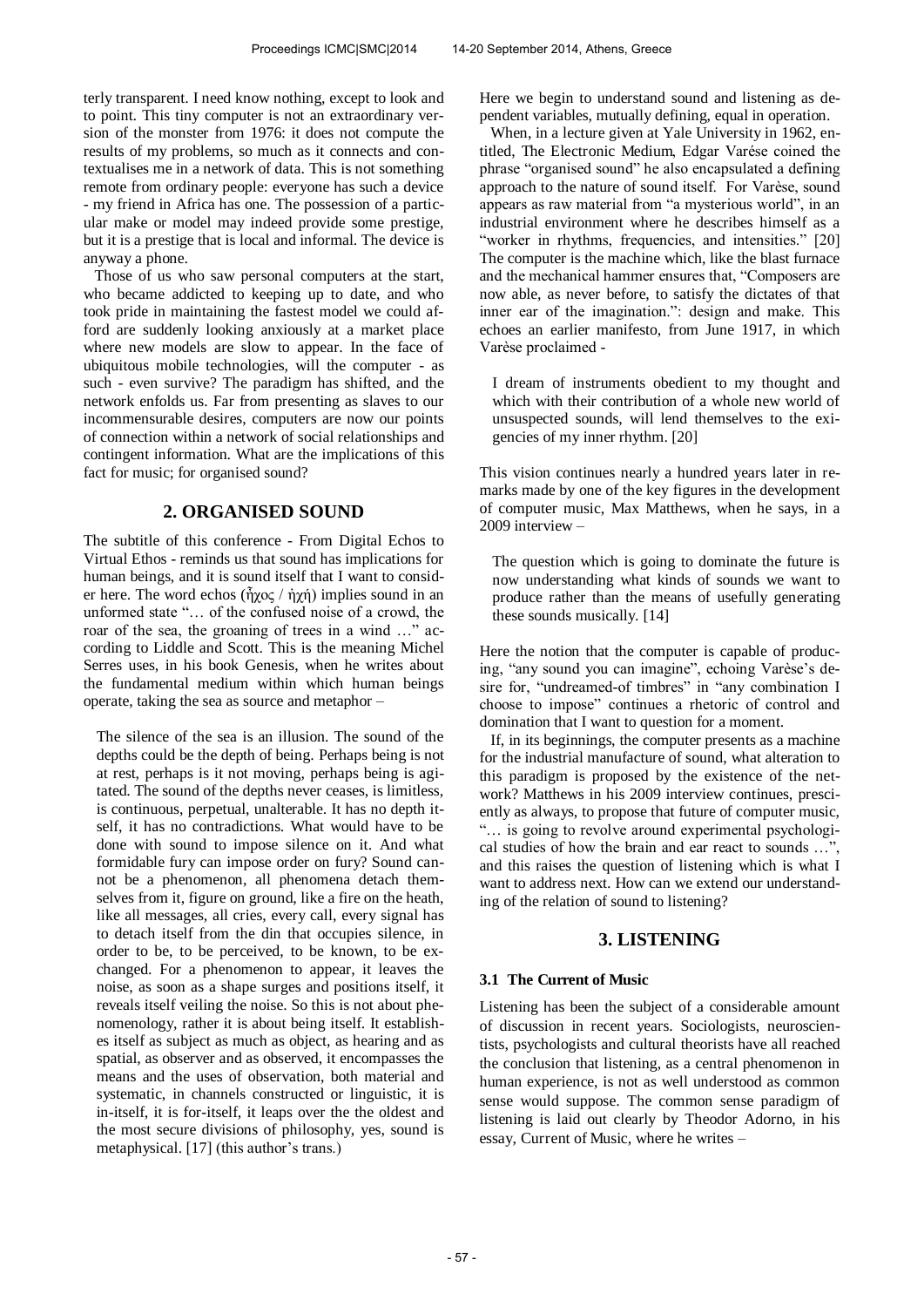terly transparent. I need know nothing, except to look and to point. This tiny computer is not an extraordinary version of the monster from 1976: it does not compute the results of my problems, so much as it connects and contextualises me in a network of data. This is not something remote from ordinary people: everyone has such a device - my friend in Africa has one. The possession of a particular make or model may indeed provide some prestige, but it is a prestige that is local and informal. The device is anyway a phone.

Those of us who saw personal computers at the start, who became addicted to keeping up to date, and who took pride in maintaining the fastest model we could afford are suddenly looking anxiously at a market place where new models are slow to appear. In the face of ubiquitous mobile technologies, will the computer - as such - even survive? The paradigm has shifted, and the network enfolds us. Far from presenting as slaves to our incommensurable desires, computers are now our points of connection within a network of social relationships and contingent information. What are the implications of this fact for music; for organised sound?

## 2. ORGANISED SOUND

The subtitle of this conference - From Digital Echos to Virtual Ethos - reminds us that sound has implications for human beings, and it is sound itself that I want to consider here. The word echos (ἦχος / ἠχή) implies sound in an unformed state "… of the confused noise of a crowd, the roar of the sea, the groaning of trees in a wind …" according to Liddle and Scott. This is the meaning Michel Serres uses, in his book Genesis, when he writes about the fundamental medium within which human beings operate, taking the sea as source and metaphor –

> The silence of the sea is an illusion. The sound of the depths could be the depth of being. Perhaps being is not at rest, perhaps is it not moving, perhaps being is agitated. The sound of the depths never ceases, is limitless, is continuous, perpetual, unalterable. It has no depth itself, it has no contradictions. What would have to be done with sound to impose silence on it. And what formidable fury can impose order on fury? Sound cannot be a phenomenon, all phenomena detach themselves from it, figure on ground, like a fire on the heath, like all messages, all cries, every call, every signal has to detach itself from the din that occupies silence, in order to be, to be perceived, to be known, to be exchanged. For a phenomenon to appear, it leaves the noise, as soon as a shape surges and positions itself, it reveals itself veiling the noise. So this is not about phenomenology, rather it is about being itself. It establishes itself as subject as much as object, as hearing and as spatial, as observer and as observed, it encompasses the means and the uses of observation, both material and systematic, in channels constructed or linguistic, it is in-itself, it is for-itself, it leaps over the the oldest and the most secure divisions of philosophy, yes, sound is metaphysical. [17] (this author's trans.)

Here we begin to understand sound and listening as dependent variables, mutually defining, equal in operation.

When, in a lecture given at Yale University in 1962, entitled, The Electronic Medium, Edgar Varése coined the phrase "organised sound" he also encapsulated a defining approach to the nature of sound itself. For Varèse, sound appears as raw material from "a mysterious world", in an industrial environment where he describes himself as a "worker in rhythms, frequencies, and intensities." [20] The computer is the machine which, like the blast furnace and the mechanical hammer ensures that, "Composers are now able, as never before, to satisfy the dictates of that inner ear of the imagination.": design and make. This echoes an earlier manifesto, from June 1917, in which Varèse proclaimed -

> I dream of instruments obedient to my thought and which with their contribution of a whole new world of unsuspected sounds, will lend themselves to the exigencies of my inner rhythm. [20]

This vision continues nearly a hundred years later in remarks made by one of the key figures in the development of computer music, Max Matthews, when he says, in a 2009 interview –

> The question which is going to dominate the future is now understanding what kinds of sounds we want to produce rather than the means of usefully generating these sounds musically. [14]

Here the notion that the computer is capable of producing, "any sound you can imagine", echoing Varèse's desire for, "undreamed-of timbres" in "any combination I choose to impose" continues a rhetoric of control and domination that I want to question for a moment.

If, in its beginnings, the computer presents as a machine for the industrial manufacture of sound, what alteration to this paradigm is proposed by the existence of the network? Matthews in his 2009 interview continues, presciently as always, to propose that future of computer music, "… is going to revolve around experimental psychological studies of how the brain and ear react to sounds …", and this raises the question of listening which is what I want to address next. How can we extend our understanding of the relation of sound to listening?

## 3. LISTENING

### 3.1 The Current of Music

Listening has been the subject of a considerable amount of discussion in recent years. Sociologists, neuroscientists, psychologists and cultural theorists have all reached the conclusion that listening, as a central phenomenon in human experience, is not as well understood as common sense would suppose. The common sense paradigm of listening is laid out clearly by Theodor Adorno, in his essay, Current of Music, where he writes –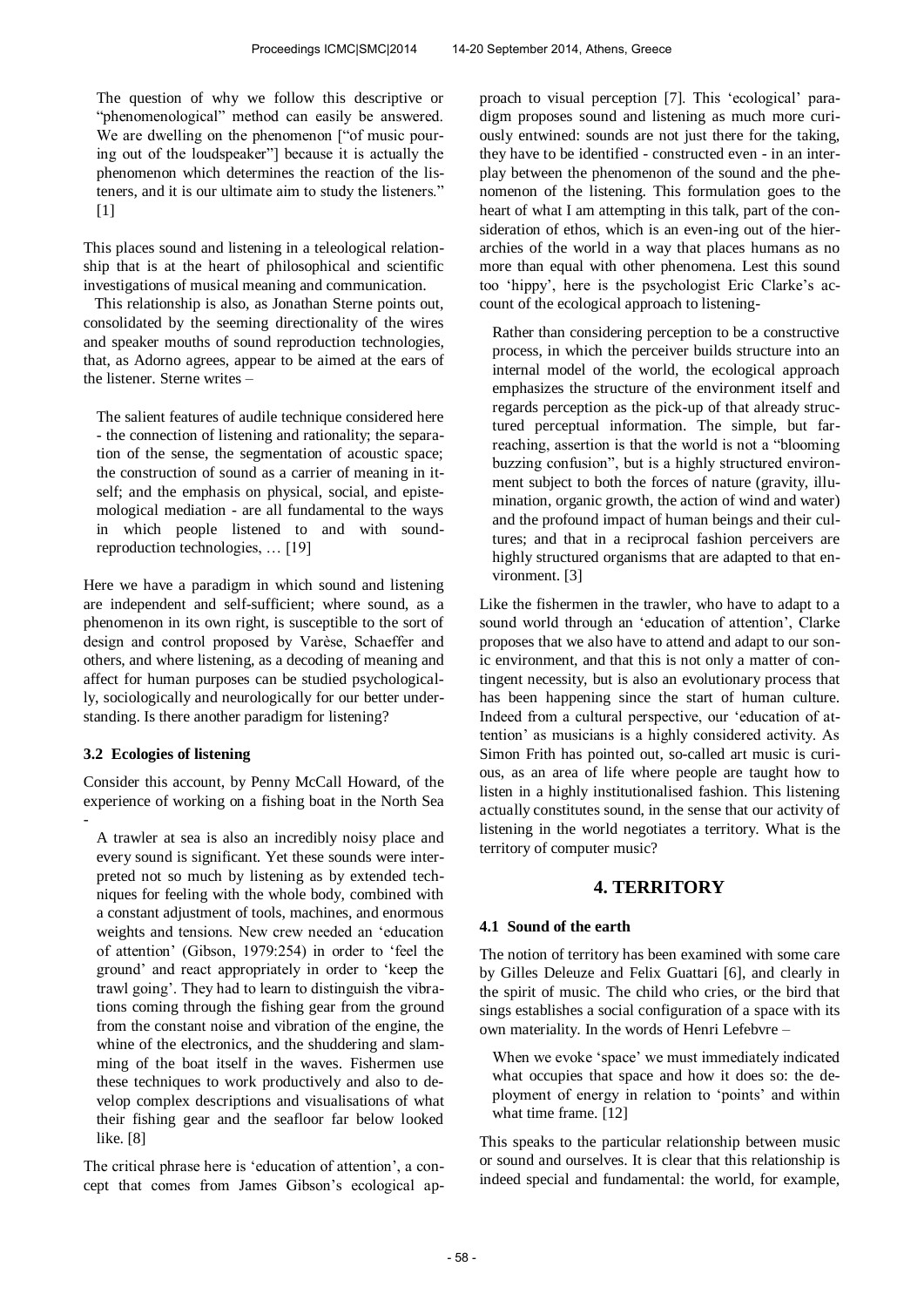The question of why we follow this descriptive or "phenomenological" method can easily be answered. We are dwelling on the phenomenon ["of music pouring out of the loudspeaker"] because it is actually the phenomenon which determines the reaction of the listeners, and it is our ultimate aim to study the listeners." [1]

This places sound and listening in a teleological relationship that is at the heart of philosophical and scientific investigations of musical meaning and communication.

This relationship is also, as Jonathan Sterne points out, consolidated by the seeming directionality of the wires and speaker mouths of sound reproduction technologies, that, as Adorno agrees, appear to be aimed at the ears of the listener. Sterne writes –

> The salient features of audile technique considered here - the connection of listening and rationality; the separation of the sense, the segmentation of acoustic space; the construction of sound as a carrier of meaning in itself; and the emphasis on physical, social, and epistemological mediation - are all fundamental to the ways in which people listened to and with sound-reproduction technologies, … [19]

Here we have a paradigm in which sound and listening are independent and self-sufficient; where sound, as a phenomenon in its own right, is susceptible to the sort of design and control proposed by Varèse, Schaeffer and others, and where listening, as a decoding of meaning and affect for human purposes can be studied psychologically, sociologically and neurologically for our better understanding. Is there another paradigm for listening?

### 3.2 Ecologies of listening

Consider this account, by Penny McCall Howard, of the experience of working on a fishing boat in the North Sea -

> A trawler at sea is also an incredibly noisy place and every sound is significant. Yet these sounds were interpreted not so much by listening as by extended techniques for feeling with the whole body, combined with a constant adjustment of tools, machines, and enormous weights and tensions. New crew needed an 'education of attention' (Gibson, 1979:254) in order to 'feel the ground' and react appropriately in order to 'keep the trawl going'. They had to learn to distinguish the vibrations coming through the fishing gear from the ground from the constant noise and vibration of the engine, the whine of the electronics, and the shuddering and slamming of the boat itself in the waves. Fishermen use these techniques to work productively and also to develop complex descriptions and visualisations of what their fishing gear and the seafloor far below looked like. [8]

The critical phrase here is 'education of attention', a concept that comes from James Gibson's ecological approach to visual perception [7]. This 'ecological' paradigm proposes sound and listening as much more curiously entwined: sounds are not just there for the taking, they have to be identified - constructed even - in an interplay between the phenomenon of the sound and the phenomenon of the listening. This formulation goes to the heart of what I am attempting in this talk, part of the consideration of ethos, which is an even-ing out of the hierarchies of the world in a way that places humans as no more than equal with other phenomena. Lest this sound too 'hippy', here is the psychologist Eric Clarke's account of the ecological approach to listening-

> Rather than considering perception to be a constructive process, in which the perceiver builds structure into an internal model of the world, the ecological approach emphasizes the structure of the environment itself and regards perception as the pick-up of that already structured perceptual information. The simple, but far-reaching, assertion is that the world is not a "blooming buzzing confusion", but is a highly structured environment subject to both the forces of nature (gravity, illumination, organic growth, the action of wind and water) and the profound impact of human beings and their cultures; and that in a reciprocal fashion perceivers are highly structured organisms that are adapted to that environment. [3]

Like the fishermen in the trawler, who have to adapt to a sound world through an 'education of attention', Clarke proposes that we also have to attend and adapt to our sonic environment, and that this is not only a matter of contingent necessity, but is also an evolutionary process that has been happening since the start of human culture. Indeed from a cultural perspective, our 'education of attention' as musicians is a highly considered activity. As Simon Frith has pointed out, so-called art music is curious, as an area of life where people are taught how to listen in a highly institutionalised fashion. This listening actually constitutes sound, in the sense that our activity of listening in the world negotiates a territory. What is the territory of computer music?

## 4. TERRITORY

### 4.1 Sound of the earth

The notion of territory has been examined with some care by Gilles Deleuze and Felix Guattari [6], and clearly in the spirit of music. The child who cries, or the bird that sings establishes a social configuration of a space with its own materiality. In the words of Henri Lefebvre –

> When we evoke 'space' we must immediately indicated what occupies that space and how it does so: the deployment of energy in relation to 'points' and within what time frame. [12]

This speaks to the particular relationship between music or sound and ourselves. It is clear that this relationship is indeed special and fundamental: the world, for example,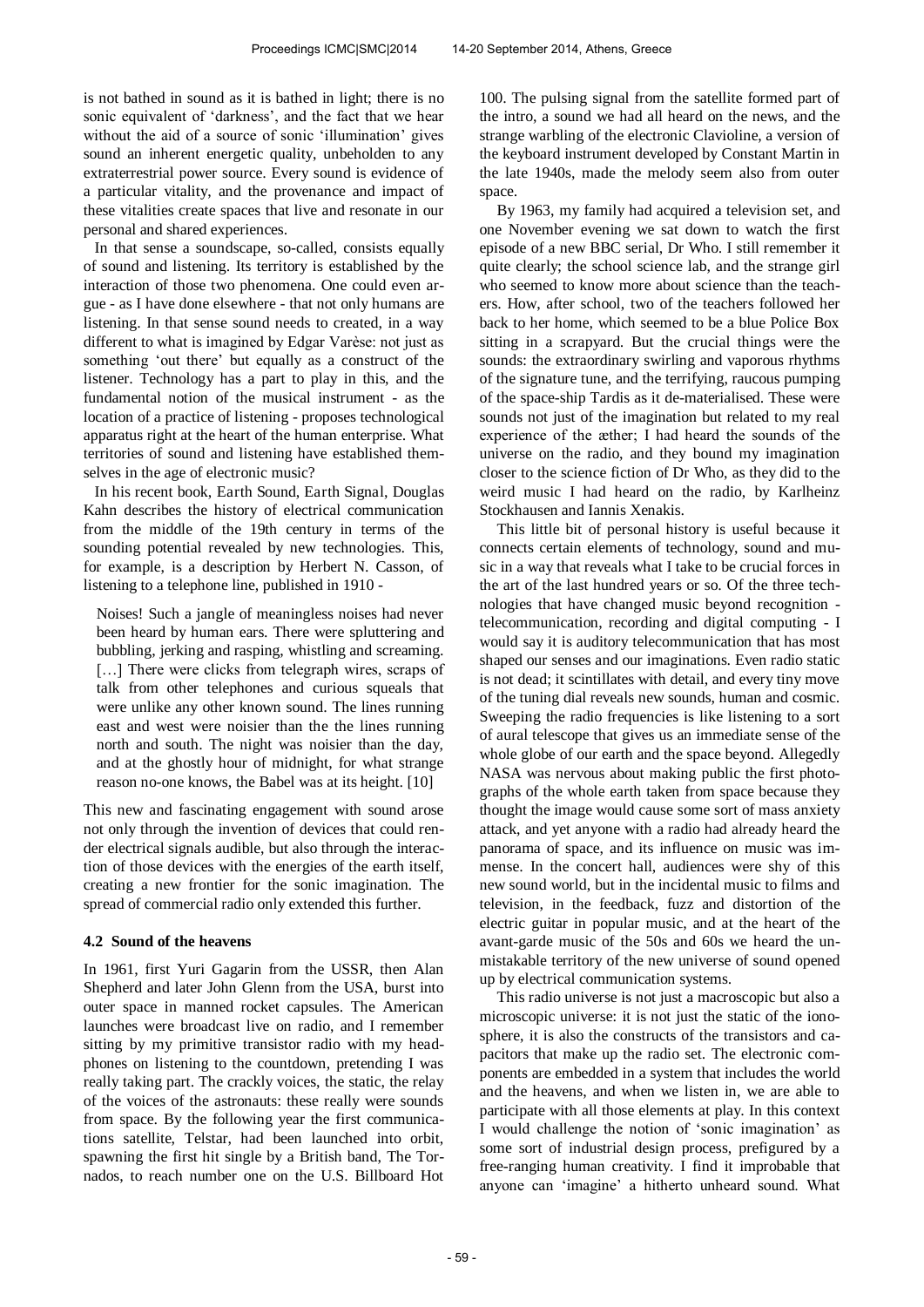is not bathed in sound as it is bathed in light; there is no sonic equivalent of 'darkness', and the fact that we hear without the aid of a source of sonic 'illumination' gives sound an inherent energetic quality, unbeholden to any extraterrestrial power source. Every sound is evidence of a particular vitality, and the provenance and impact of these vitalities create spaces that live and resonate in our personal and shared experiences.

In that sense a soundscape, so-called, consists equally of sound and listening. Its territory is established by the interaction of those two phenomena. One could even argue - as I have done elsewhere - that not only humans are listening. In that sense sound needs to created, in a way different to what is imagined by Edgar Varèse: not just as something 'out there' but equally as a construct of the listener. Technology has a part to play in this, and the fundamental notion of the musical instrument - as the location of a practice of listening - proposes technological apparatus right at the heart of the human enterprise. What territories of sound and listening have established themselves in the age of electronic music?

In his recent book, Earth Sound, Earth Signal, Douglas Kahn describes the history of electrical communication from the middle of the 19th century in terms of the sounding potential revealed by new technologies. This, for example, is a description by Herbert N. Casson, of listening to a telephone line, published in 1910 -

> Noises! Such a jangle of meaningless noises had never been heard by human ears. There were spluttering and bubbling, jerking and rasping, whistling and screaming. […] There were clicks from telegraph wires, scraps of talk from other telephones and curious squeals that were unlike any other known sound. The lines running east and west were noisier than the the lines running north and south. The night was noisier than the day, and at the ghostly hour of midnight, for what strange reason no-one knows, the Babel was at its height. [10]

This new and fascinating engagement with sound arose not only through the invention of devices that could render electrical signals audible, but also through the interaction of those devices with the energies of the earth itself, creating a new frontier for the sonic imagination. The spread of commercial radio only extended this further.

### 4.2 Sound of the heavens

In 1961, first Yuri Gagarin from the USSR, then Alan Shepherd and later John Glenn from the USA, burst into outer space in manned rocket capsules. The American launches were broadcast live on radio, and I remember sitting by my primitive transistor radio with my headphones on listening to the countdown, pretending I was really taking part. The crackly voices, the static, the relay of the voices of the astronauts: these really were sounds from space. By the following year the first communications satellite, Telstar, had been launched into orbit, spawning the first hit single by a British band, The Tornados, to reach number one on the U.S. Billboard Hot 100. The pulsing signal from the satellite formed part of the intro, a sound we had all heard on the news, and the strange warbling of the electronic Clavioline, a version of the keyboard instrument developed by Constant Martin in the late 1940s, made the melody seem also from outer space.

By 1963, my family had acquired a television set, and one November evening we sat down to watch the first episode of a new BBC serial, Dr Who. I still remember it quite clearly; the school science lab, and the strange girl who seemed to know more about science than the teachers. How, after school, two of the teachers followed her back to her home, which seemed to be a blue Police Box sitting in a scrapyard. But the crucial things were the sounds: the extraordinary swirling and vaporous rhythms of the signature tune, and the terrifying, raucous pumping of the space-ship Tardis as it de-materialised. These were sounds not just of the imagination but related to my real experience of the æther; I had heard the sounds of the universe on the radio, and they bound my imagination closer to the science fiction of Dr Who, as they did to the weird music I had heard on the radio, by Karlheinz Stockhausen and Iannis Xenakis.

This little bit of personal history is useful because it connects certain elements of technology, sound and music in a way that reveals what I take to be crucial forces in the art of the last hundred years or so. Of the three technologies that have changed music beyond recognition - telecommunication, recording and digital computing - I would say it is auditory telecommunication that has most shaped our senses and our imaginations. Even radio static is not dead; it scintillates with detail, and every tiny move of the tuning dial reveals new sounds, human and cosmic. Sweeping the radio frequencies is like listening to a sort of aural telescope that gives us an immediate sense of the whole globe of our earth and the space beyond. Allegedly NASA was nervous about making public the first photographs of the whole earth taken from space because they thought the image would cause some sort of mass anxiety attack, and yet anyone with a radio had already heard the panorama of space, and its influence on music was immense. In the concert hall, audiences were shy of this new sound world, but in the incidental music to films and television, in the feedback, fuzz and distortion of the electric guitar in popular music, and at the heart of the avant-garde music of the 50s and 60s we heard the unmistakable territory of the new universe of sound opened up by electrical communication systems.

This radio universe is not just a macroscopic but also a microscopic universe: it is not just the static of the ionosphere, it is also the constructs of the transistors and capacitors that make up the radio set. The electronic components are embedded in a system that includes the world and the heavens, and when we listen in, we are able to participate with all those elements at play. In this context I would challenge the notion of 'sonic imagination' as some sort of industrial design process, prefigured by a free-ranging human creativity. I find it improbable that anyone can 'imagine' a hitherto unheard sound. What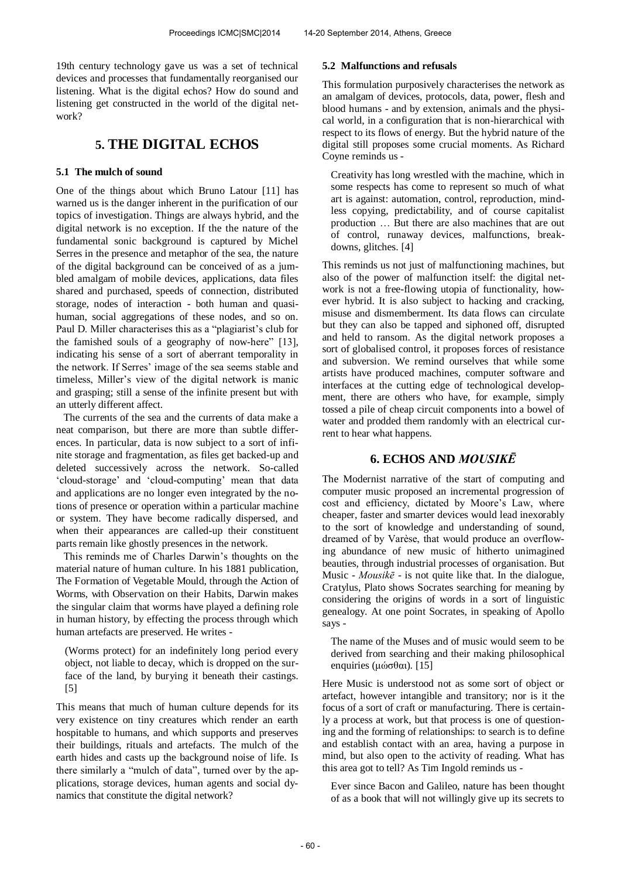19th century technology gave us was a set of technical devices and processes that fundamentally reorganised our listening. What is the digital echos? How do sound and listening get constructed in the world of the digital network?

# 5. THE DIGITAL ECHOS

## 5.1 The mulch of sound

One of the things about which Bruno Latour [11] has warned us is the danger inherent in the purification of our topics of investigation. Things are always hybrid, and the digital network is no exception. If the the nature of the fundamental sonic background is captured by Michel Serres in the presence and metaphor of the sea, the nature of the digital background can be conceived of as a jumbled amalgam of mobile devices, applications, data files shared and purchased, speeds of connection, distributed storage, nodes of interaction - both human and quasi-human, social aggregations of these nodes, and so on. Paul D. Miller characterises this as a "plagiarist's club for the famished souls of a geography of now-here" [13], indicating his sense of a sort of aberrant temporality in the network. If Serres' image of the sea seems stable and timeless, Miller's view of the digital network is manic and grasping; still a sense of the infinite present but with an utterly different affect.

The currents of the sea and the currents of data make a neat comparison, but there are more than subtle differences. In particular, data is now subject to a sort of infinite storage and fragmentation, as files get backed-up and deleted successively across the network. So-called 'cloud-storage' and 'cloud-computing' mean that data and applications are no longer even integrated by the notions of presence or operation within a particular machine or system. They have become radically dispersed, and when their appearances are called-up their constituent parts remain like ghostly presences in the network.

This reminds me of Charles Darwin's thoughts on the material nature of human culture. In his 1881 publication, The Formation of Vegetable Mould, through the Action of Worms, with Observation on their Habits, Darwin makes the singular claim that worms have played a defining role in human history, by effecting the process through which human artefacts are preserved. He writes -

> (Worms protect) for an indefinitely long period every object, not liable to decay, which is dropped on the surface of the land, by burying it beneath their castings. [5]

This means that much of human culture depends for its very existence on tiny creatures which render an earth hospitable to humans, and which supports and preserves their buildings, rituals and artefacts. The mulch of the earth hides and casts up the background noise of life. Is there similarly a "mulch of data", turned over by the applications, storage devices, human agents and social dynamics that constitute the digital network?

## 5.2 Malfunctions and refusals

This formulation purposively characterises the network as an amalgam of devices, protocols, data, power, flesh and blood humans - and by extension, animals and the physical world, in a configuration that is non-hierarchical with respect to its flows of energy. But the hybrid nature of the digital still proposes some crucial moments. As Richard Coyne reminds us -

> Creativity has long wrestled with the machine, which in some respects has come to represent so much of what art is against: automation, control, reproduction, mindless copying, predictability, and of course capitalist production … But there are also machines that are out of control, runaway devices, malfunctions, breakdowns, glitches. [4]

This reminds us not just of malfunctioning machines, but also of the power of malfunction itself: the digital network is not a free-flowing utopia of functionality, however hybrid. It is also subject to hacking and cracking, misuse and dismemberment. Its data flows can circulate but they can also be tapped and siphoned off, disrupted and held to ransom. As the digital network proposes a sort of globalised control, it proposes forces of resistance and subversion. We remind ourselves that while some artists have produced machines, computer software and interfaces at the cutting edge of technological development, there are others who have, for example, simply tossed a pile of cheap circuit components into a bowel of water and prodded them randomly with an electrical current to hear what happens.

# 6. ECHOS AND *MOUSIKĒ*

The Modernist narrative of the start of computing and computer music proposed an incremental progression of cost and efficiency, dictated by Moore's Law, where cheaper, faster and smarter devices would lead inexorably to the sort of knowledge and understanding of sound, dreamed of by Varèse, that would produce an overflowing abundance of new music of hitherto unimagined beauties, through industrial processes of organisation. But Music - *Mousikē* - is not quite like that. In the dialogue, Cratylus, Plato shows Socrates searching for meaning by considering the origins of words in a sort of linguistic genealogy. At one point Socrates, in speaking of Apollo says -

> The name of the Muses and of music would seem to be derived from searching and their making philosophical enquiries (μώσθαι). [15]

Here Music is understood not as some sort of object or artefact, however intangible and transitory; nor is it the focus of a sort of craft or manufacturing. There is certainly a process at work, but that process is one of questioning and the forming of relationships: to search is to define and establish contact with an area, having a purpose in mind, but also open to the activity of reading. What has this area got to tell? As Tim Ingold reminds us -

> Ever since Bacon and Galileo, nature has been thought of as a book that will not willingly give up its secrets to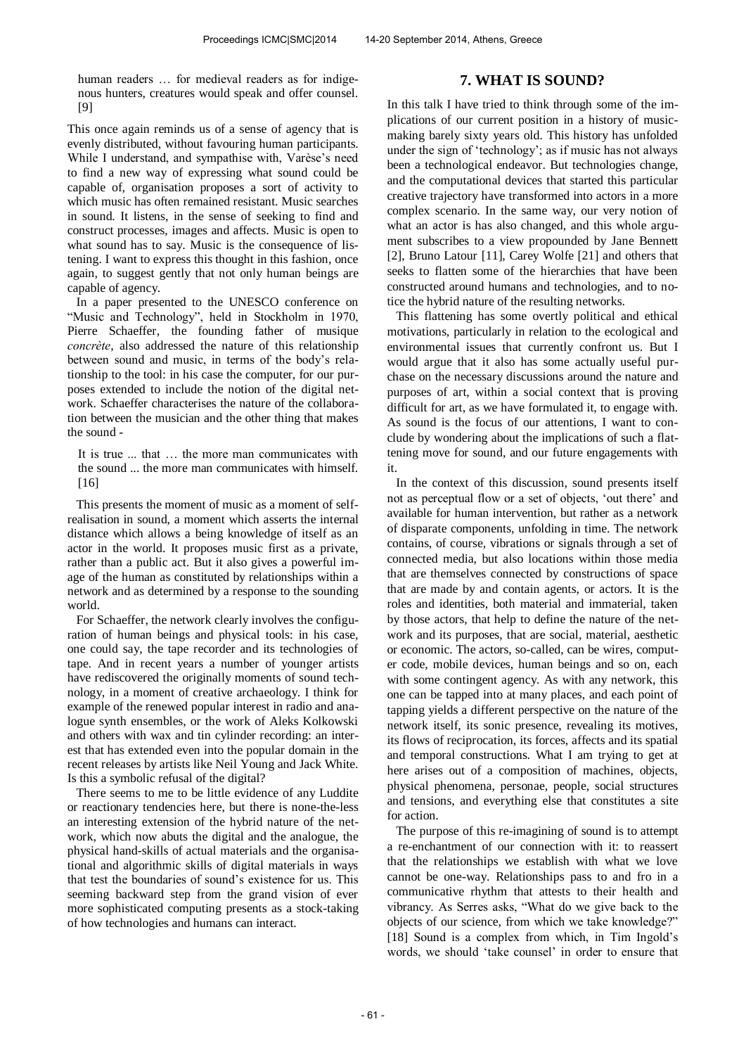human readers … for medieval readers as for indigenous hunters, creatures would speak and offer counsel. [9]

This once again reminds us of a sense of agency that is evenly distributed, without favouring human participants. While I understand, and sympathise with, Varèse's need to find a new way of expressing what sound could be capable of, organisation proposes a sort of activity to which music has often remained resistant. Music searches in sound. It listens, in the sense of seeking to find and construct processes, images and affects. Music is open to what sound has to say. Music is the consequence of listening. I want to express this thought in this fashion, once again, to suggest gently that not only human beings are capable of agency.

In a paper presented to the UNESCO conference on "Music and Technology", held in Stockholm in 1970, Pierre Schaeffer, the founding father of musique *concrète*, also addressed the nature of this relationship between sound and music, in terms of the body's relationship to the tool: in his case the computer, for our purposes extended to include the notion of the digital network. Schaeffer characterises the nature of the collaboration between the musician and the other thing that makes the sound -

> It is true ... that … the more man communicates with the sound ... the more man communicates with himself. [16]

This presents the moment of music as a moment of self-realisation in sound, a moment which asserts the internal distance which allows a being knowledge of itself as an actor in the world. It proposes music first as a private, rather than a public act. But it also gives a powerful image of the human as constituted by relationships within a network and as determined by a response to the sounding world.

For Schaeffer, the network clearly involves the configuration of human beings and physical tools: in his case, one could say, the tape recorder and its technologies of tape. And in recent years a number of younger artists have rediscovered the originally moments of sound technology, in a moment of creative archaeology. I think for example of the renewed popular interest in radio and analogue synth ensembles, or the work of Aleks Kolkowski and others with wax and tin cylinder recording: an interest that has extended even into the popular domain in the recent releases by artists like Neil Young and Jack White. Is this a symbolic refusal of the digital?

There seems to me to be little evidence of any Luddite or reactionary tendencies here, but there is none-the-less an interesting extension of the hybrid nature of the network, which now abuts the digital and the analogue, the physical hand-skills of actual materials and the organisational and algorithmic skills of digital materials in ways that test the boundaries of sound's existence for us. This seeming backward step from the grand vision of ever more sophisticated computing presents as a stock-taking of how technologies and humans can interact.

## 7. WHAT IS SOUND?

In this talk I have tried to think through some of the implications of our current position in a history of music-making barely sixty years old. This history has unfolded under the sign of 'technology'; as if music has not always been a technological endeavor. But technologies change, and the computational devices that started this particular creative trajectory have transformed into actors in a more complex scenario. In the same way, our very notion of what an actor is has also changed, and this whole argument subscribes to a view propounded by Jane Bennett [2], Bruno Latour [11], Carey Wolfe [21] and others that seeks to flatten some of the hierarchies that have been constructed around humans and technologies, and to notice the hybrid nature of the resulting networks.

This flattening has some overtly political and ethical motivations, particularly in relation to the ecological and environmental issues that currently confront us. But I would argue that it also has some actually useful purchase on the necessary discussions around the nature and purposes of art, within a social context that is proving difficult for art, as we have formulated it, to engage with. As sound is the focus of our attentions, I want to conclude by wondering about the implications of such a flattening move for sound, and our future engagements with it.

In the context of this discussion, sound presents itself not as perceptual flow or a set of objects, 'out there' and available for human intervention, but rather as a network of disparate components, unfolding in time. The network contains, of course, vibrations or signals through a set of connected media, but also locations within those media that are themselves connected by constructions of space that are made by and contain agents, or actors. It is the roles and identities, both material and immaterial, taken by those actors, that help to define the nature of the network and its purposes, that are social, material, aesthetic or economic. The actors, so-called, can be wires, computer code, mobile devices, human beings and so on, each with some contingent agency. As with any network, this one can be tapped into at many places, and each point of tapping yields a different perspective on the nature of the network itself, its sonic presence, revealing its motives, its flows of reciprocation, its forces, affects and its spatial and temporal constructions. What I am trying to get at here arises out of a composition of machines, objects, physical phenomena, personae, people, social structures and tensions, and everything else that constitutes a site for action.

The purpose of this re-imagining of sound is to attempt a re-enchantment of our connection with it: to reassert that the relationships we establish with what we love cannot be one-way. Relationships pass to and fro in a communicative rhythm that attests to their health and vibrancy. As Serres asks, "What do we give back to the objects of our science, from which we take knowledge?" [18] Sound is a complex from which, in Tim Ingold's words, we should 'take counsel' in order to ensure that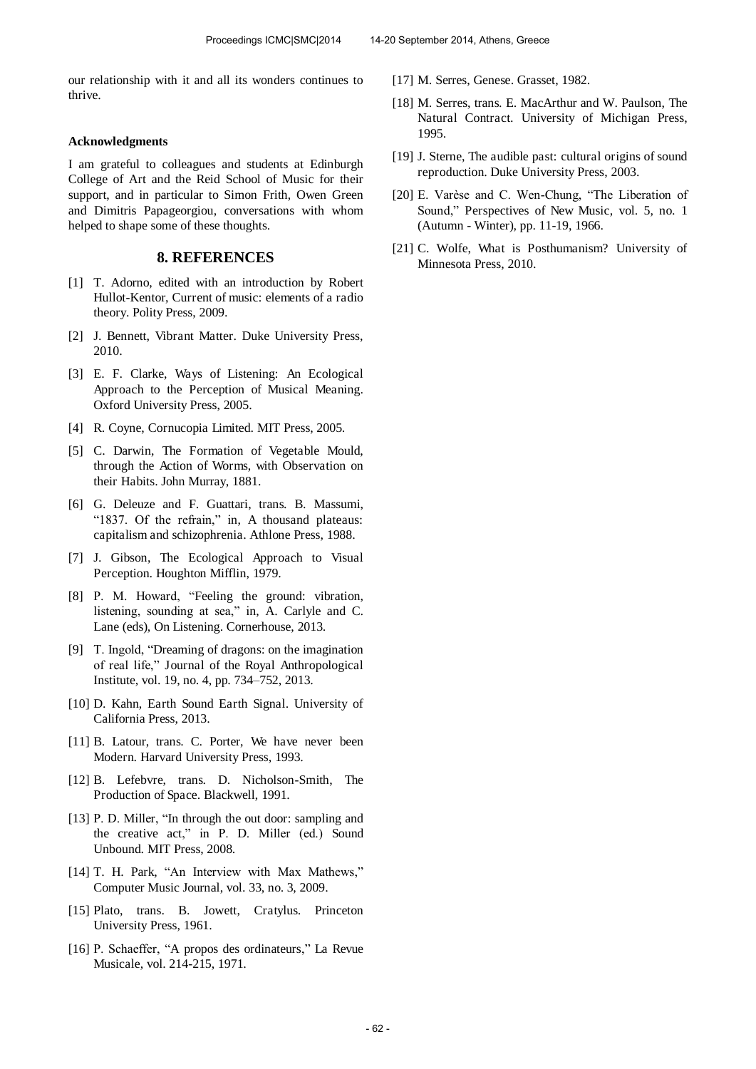our relationship with it and all its wonders continues to thrive.

**Acknowledgments**

I am grateful to colleagues and students at Edinburgh College of Art and the Reid School of Music for their support, and in particular to Simon Frith, Owen Green and Dimitris Papageorgiou, conversations with whom helped to shape some of these thoughts.

## 8. REFERENCES

[1] T. Adorno, edited with an introduction by Robert Hullot-Kentor, Current of music: elements of a radio theory. Polity Press, 2009.

[2] J. Bennett, Vibrant Matter. Duke University Press, 2010.

[3] E. F. Clarke, Ways of Listening: An Ecological Approach to the Perception of Musical Meaning. Oxford University Press, 2005.

[4] R. Coyne, Cornucopia Limited. MIT Press, 2005.

[5] C. Darwin, The Formation of Vegetable Mould, through the Action of Worms, with Observation on their Habits. John Murray, 1881.

[6] G. Deleuze and F. Guattari, trans. B. Massumi, "1837. Of the refrain," in, A thousand plateaus: capitalism and schizophrenia. Athlone Press, 1988.

[7] J. Gibson, The Ecological Approach to Visual Perception. Houghton Mifflin, 1979.

[8] P. M. Howard, "Feeling the ground: vibration, listening, sounding at sea," in, A. Carlyle and C. Lane (eds), On Listening. Cornerhouse, 2013.

[9] T. Ingold, "Dreaming of dragons: on the imagination of real life," Journal of the Royal Anthropological Institute, vol. 19, no. 4, pp. 734–752, 2013.

[10] D. Kahn, Earth Sound Earth Signal. University of California Press, 2013.

[11] B. Latour, trans. C. Porter, We have never been Modern. Harvard University Press, 1993.

[12] B. Lefebvre, trans. D. Nicholson-Smith, The Production of Space. Blackwell, 1991.

[13] P. D. Miller, "In through the out door: sampling and the creative act," in P. D. Miller (ed.) Sound Unbound. MIT Press, 2008.

[14] T. H. Park, "An Interview with Max Mathews," Computer Music Journal, vol. 33, no. 3, 2009.

[15] Plato, trans. B. Jowett, Cratylus. Princeton University Press, 1961.

[16] P. Schaeffer, "A propos des ordinateurs," La Revue Musicale, vol. 214-215, 1971.

[17] M. Serres, Genese. Grasset, 1982.

[18] M. Serres, trans. E. MacArthur and W. Paulson, The Natural Contract. University of Michigan Press, 1995.

[19] J. Sterne, The audible past: cultural origins of sound reproduction. Duke University Press, 2003.

[20] E. Varèse and C. Wen-Chung, "The Liberation of Sound," Perspectives of New Music, vol. 5, no. 1 (Autumn - Winter), pp. 11-19, 1966.

[21] C. Wolfe, What is Posthumanism? University of Minnesota Press, 2010.